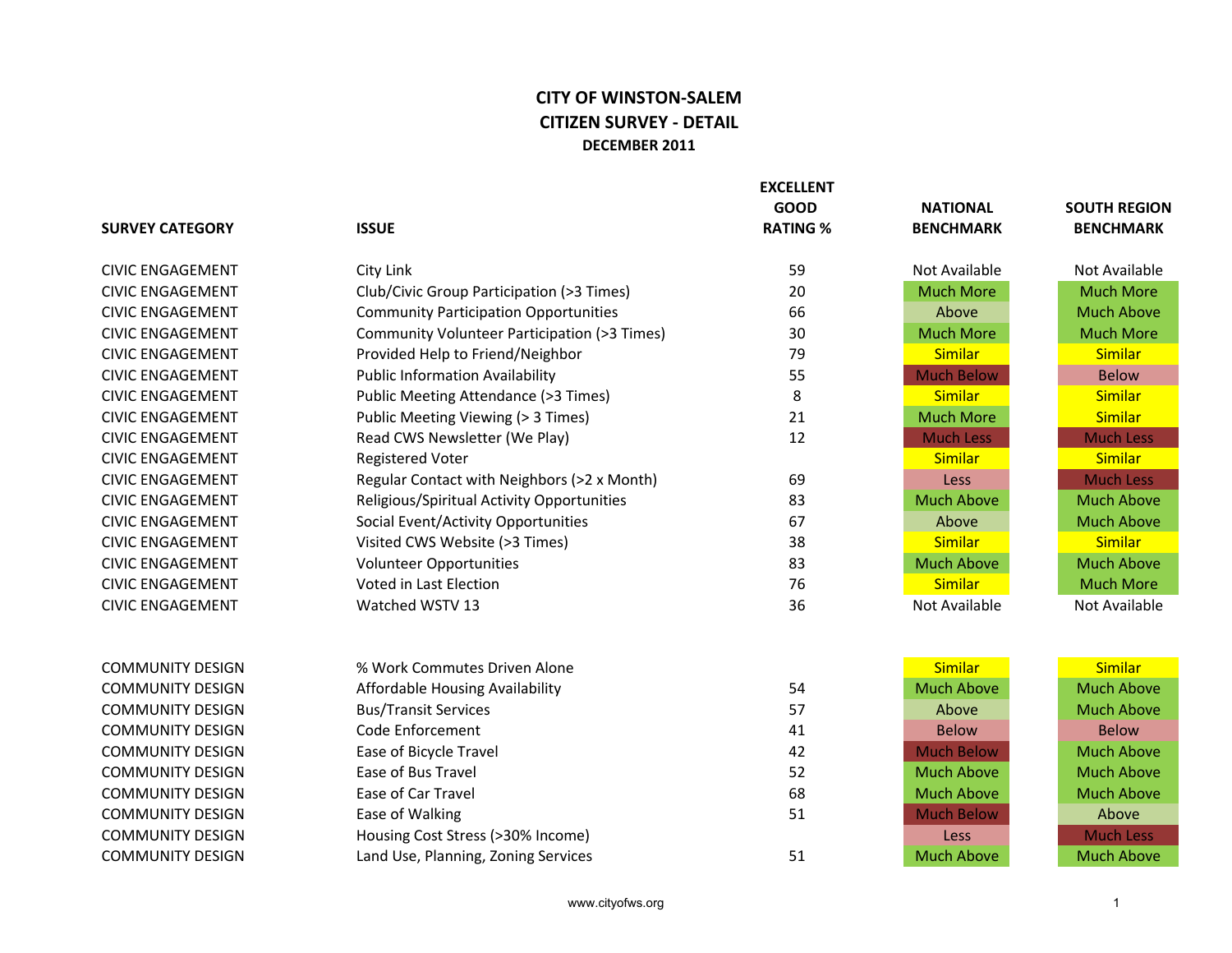# CITY OF WINSTON-SALEM

## CITIZEN SURVEY - DETAIL

### DECEMBER 2011

| SURVEY CATEGORY | ISSUE | EXCELLENT GOOD RATING % | NATIONAL BENCHMARK | SOUTH REGION BENCHMARK |
|---|---|---|---|---|
| CIVIC ENGAGEMENT | City Link | 59 | Not Available | Not Available |
| CIVIC ENGAGEMENT | Club/Civic Group Participation (>3 Times) | 20 | Much More | Much More |
| CIVIC ENGAGEMENT | Community Participation Opportunities | 66 | Above | Much Above |
| CIVIC ENGAGEMENT | Community Volunteer Participation (>3 Times) | 30 | Much More | Much More |
| CIVIC ENGAGEMENT | Provided Help to Friend/Neighbor | 79 | Similar | Similar |
| CIVIC ENGAGEMENT | Public Information Availability | 55 | Much Below | Below |
| CIVIC ENGAGEMENT | Public Meeting Attendance (>3 Times) | 8 | Similar | Similar |
| CIVIC ENGAGEMENT | Public Meeting Viewing (> 3 Times) | 21 | Much More | Similar |
| CIVIC ENGAGEMENT | Read CWS Newsletter (We Play) | 12 | Much Less | Much Less |
| CIVIC ENGAGEMENT | Registered Voter | | Similar | Similar |
| CIVIC ENGAGEMENT | Regular Contact with Neighbors (>2 x Month) | 69 | Less | Much Less |
| CIVIC ENGAGEMENT | Religious/Spiritual Activity Opportunities | 83 | Much Above | Much Above |
| CIVIC ENGAGEMENT | Social Event/Activity Opportunities | 67 | Above | Much Above |
| CIVIC ENGAGEMENT | Visited CWS Website (>3 Times) | 38 | Similar | Similar |
| CIVIC ENGAGEMENT | Volunteer Opportunities | 83 | Much Above | Much Above |
| CIVIC ENGAGEMENT | Voted in Last Election | 76 | Similar | Much More |
| CIVIC ENGAGEMENT | Watched WSTV 13 | 36 | Not Available | Not Available |
| COMMUNITY DESIGN | % Work Commutes Driven Alone | | Similar | Similar |
| COMMUNITY DESIGN | Affordable Housing Availability | 54 | Much Above | Much Above |
| COMMUNITY DESIGN | Bus/Transit Services | 57 | Above | Much Above |
| COMMUNITY DESIGN | Code Enforcement | 41 | Below | Below |
| COMMUNITY DESIGN | Ease of Bicycle Travel | 42 | Much Below | Much Above |
| COMMUNITY DESIGN | Ease of Bus Travel | 52 | Much Above | Much Above |
| COMMUNITY DESIGN | Ease of Car Travel | 68 | Much Above | Much Above |
| COMMUNITY DESIGN | Ease of Walking | 51 | Much Below | Above |
| COMMUNITY DESIGN | Housing Cost Stress (>30% Income) | | Less | Much Less |
| COMMUNITY DESIGN | Land Use, Planning, Zoning Services | 51 | Much Above | Much Above |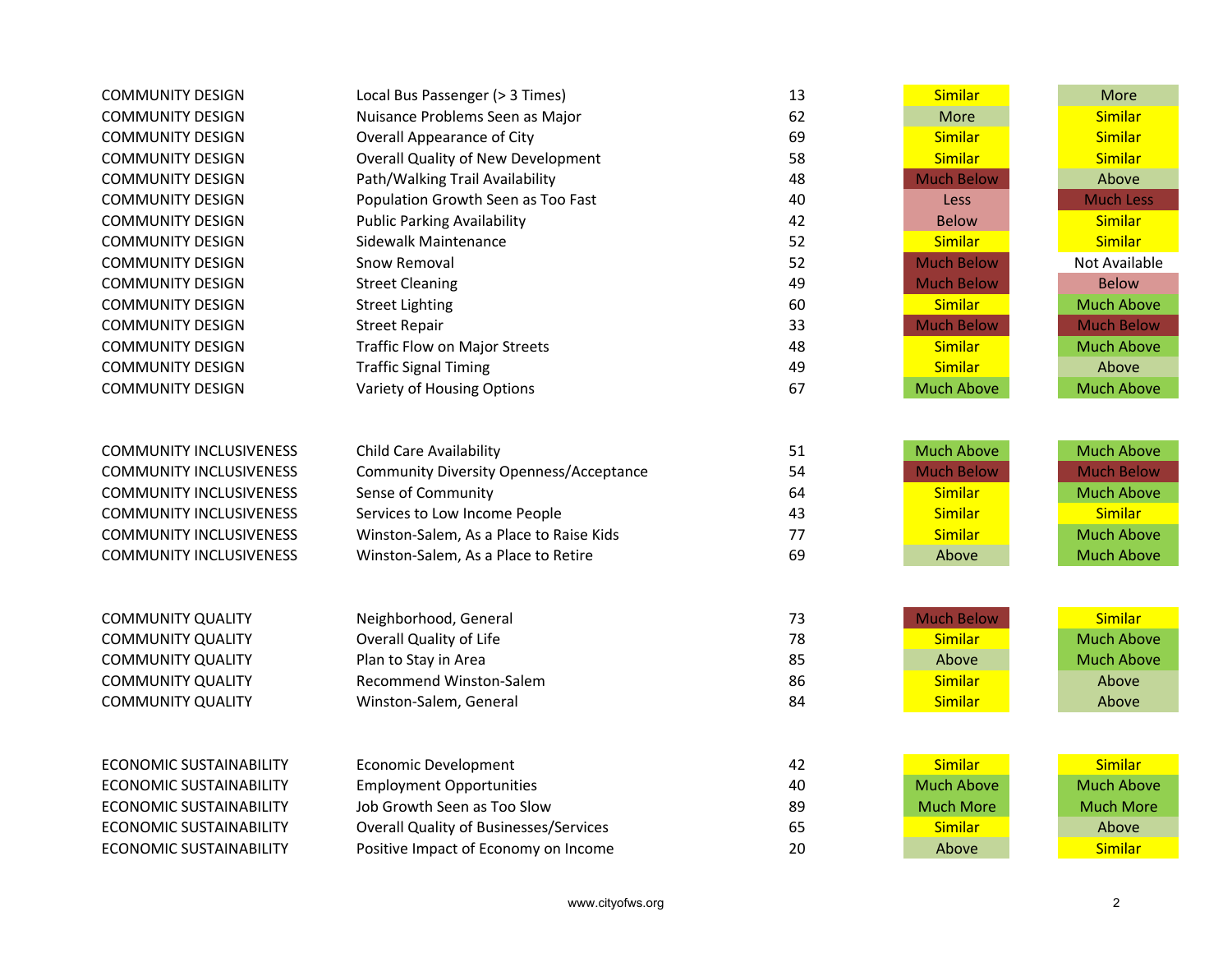| | | | | |
|---|---|---|---|---|
| COMMUNITY DESIGN | Local Bus Passenger (> 3 Times) | 13 | Similar | More |
| COMMUNITY DESIGN | Nuisance Problems Seen as Major | 62 | More | Similar |
| COMMUNITY DESIGN | Overall Appearance of City | 69 | Similar | Similar |
| COMMUNITY DESIGN | Overall Quality of New Development | 58 | Similar | Similar |
| COMMUNITY DESIGN | Path/Walking Trail Availability | 48 | Much Below | Above |
| COMMUNITY DESIGN | Population Growth Seen as Too Fast | 40 | Less | Much Less |
| COMMUNITY DESIGN | Public Parking Availability | 42 | Below | Similar |
| COMMUNITY DESIGN | Sidewalk Maintenance | 52 | Similar | Similar |
| COMMUNITY DESIGN | Snow Removal | 52 | Much Below | Not Available |
| COMMUNITY DESIGN | Street Cleaning | 49 | Much Below | Below |
| COMMUNITY DESIGN | Street Lighting | 60 | Similar | Much Above |
| COMMUNITY DESIGN | Street Repair | 33 | Much Below | Much Below |
| COMMUNITY DESIGN | Traffic Flow on Major Streets | 48 | Similar | Much Above |
| COMMUNITY DESIGN | Traffic Signal Timing | 49 | Similar | Above |
| COMMUNITY DESIGN | Variety of Housing Options | 67 | Much Above | Much Above |
| | | | | |
| COMMUNITY INCLUSIVENESS | Child Care Availability | 51 | Much Above | Much Above |
| COMMUNITY INCLUSIVENESS | Community Diversity Openness/Acceptance | 54 | Much Below | Much Below |
| COMMUNITY INCLUSIVENESS | Sense of Community | 64 | Similar | Much Above |
| COMMUNITY INCLUSIVENESS | Services to Low Income People | 43 | Similar | Similar |
| COMMUNITY INCLUSIVENESS | Winston-Salem, As a Place to Raise Kids | 77 | Similar | Much Above |
| COMMUNITY INCLUSIVENESS | Winston-Salem, As a Place to Retire | 69 | Above | Much Above |
| | | | | |
| COMMUNITY QUALITY | Neighborhood, General | 73 | Much Below | Similar |
| COMMUNITY QUALITY | Overall Quality of Life | 78 | Similar | Much Above |
| COMMUNITY QUALITY | Plan to Stay in Area | 85 | Above | Much Above |
| COMMUNITY QUALITY | Recommend Winston-Salem | 86 | Similar | Above |
| COMMUNITY QUALITY | Winston-Salem, General | 84 | Similar | Above |
| | | | | |
| ECONOMIC SUSTAINABILITY | Economic Development | 42 | Similar | Similar |
| ECONOMIC SUSTAINABILITY | Employment Opportunities | 40 | Much Above | Much Above |
| ECONOMIC SUSTAINABILITY | Job Growth Seen as Too Slow | 89 | Much More | Much More |
| ECONOMIC SUSTAINABILITY | Overall Quality of Businesses/Services | 65 | Similar | Above |
| ECONOMIC SUSTAINABILITY | Positive Impact of Economy on Income | 20 | Above | Similar |

www.cityofws.org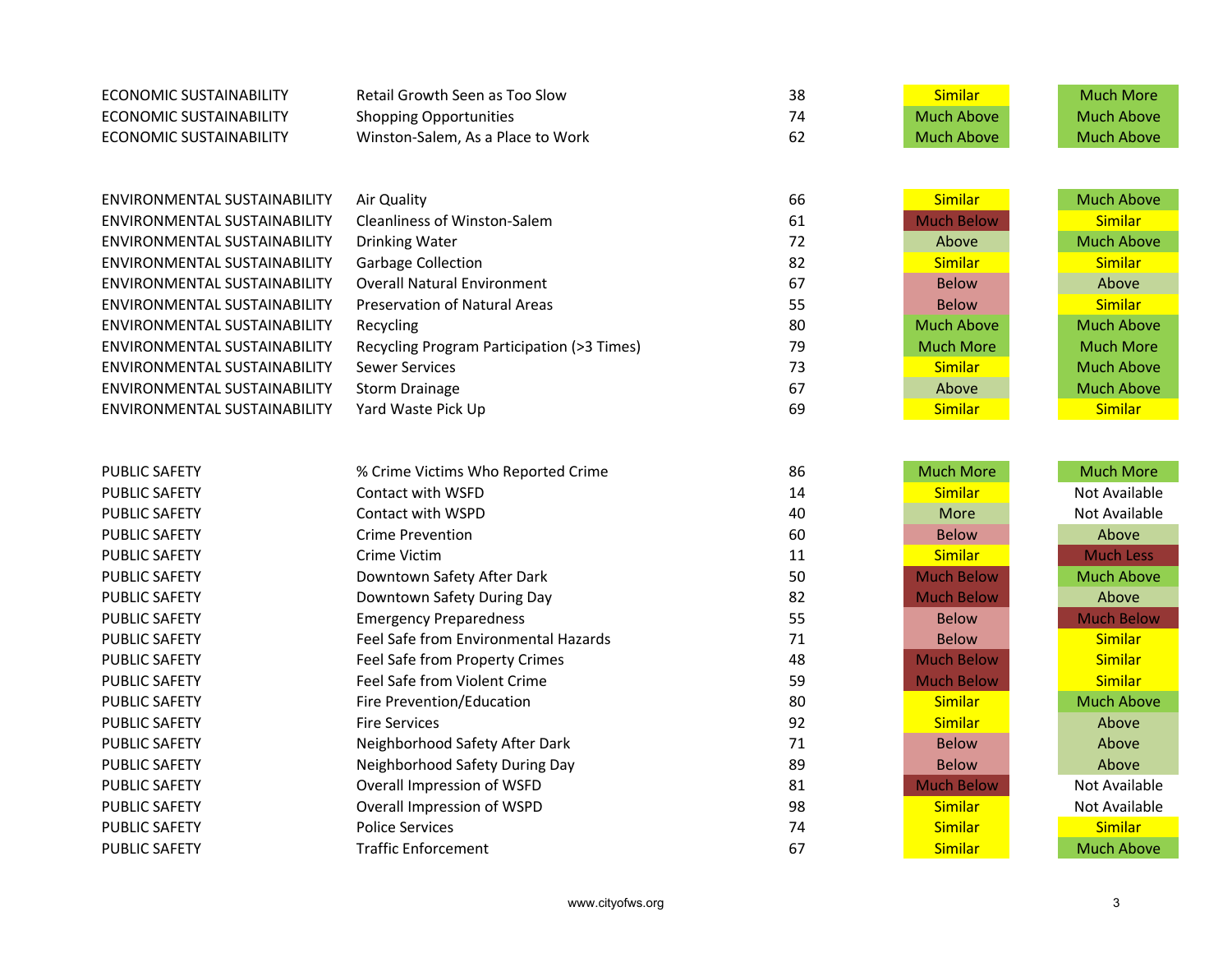| | | | | |
|---|---|---|---|---|
| ECONOMIC SUSTAINABILITY | Retail Growth Seen as Too Slow | 38 | Similar | Much More |
| ECONOMIC SUSTAINABILITY | Shopping Opportunities | 74 | Much Above | Much Above |
| ECONOMIC SUSTAINABILITY | Winston-Salem, As a Place to Work | 62 | Much Above | Much Above |
| | | | | |
| ENVIRONMENTAL SUSTAINABILITY | Air Quality | 66 | Similar | Much Above |
| ENVIRONMENTAL SUSTAINABILITY | Cleanliness of Winston-Salem | 61 | Much Below | Similar |
| ENVIRONMENTAL SUSTAINABILITY | Drinking Water | 72 | Above | Much Above |
| ENVIRONMENTAL SUSTAINABILITY | Garbage Collection | 82 | Similar | Similar |
| ENVIRONMENTAL SUSTAINABILITY | Overall Natural Environment | 67 | Below | Above |
| ENVIRONMENTAL SUSTAINABILITY | Preservation of Natural Areas | 55 | Below | Similar |
| ENVIRONMENTAL SUSTAINABILITY | Recycling | 80 | Much Above | Much Above |
| ENVIRONMENTAL SUSTAINABILITY | Recycling Program Participation (>3 Times) | 79 | Much More | Much More |
| ENVIRONMENTAL SUSTAINABILITY | Sewer Services | 73 | Similar | Much Above |
| ENVIRONMENTAL SUSTAINABILITY | Storm Drainage | 67 | Above | Much Above |
| ENVIRONMENTAL SUSTAINABILITY | Yard Waste Pick Up | 69 | Similar | Similar |
| | | | | |
| PUBLIC SAFETY | % Crime Victims Who Reported Crime | 86 | Much More | Much More |
| PUBLIC SAFETY | Contact with WSFD | 14 | Similar | Not Available |
| PUBLIC SAFETY | Contact with WSPD | 40 | More | Not Available |
| PUBLIC SAFETY | Crime Prevention | 60 | Below | Above |
| PUBLIC SAFETY | Crime Victim | 11 | Similar | Much Less |
| PUBLIC SAFETY | Downtown Safety After Dark | 50 | Much Below | Much Above |
| PUBLIC SAFETY | Downtown Safety During Day | 82 | Much Below | Above |
| PUBLIC SAFETY | Emergency Preparedness | 55 | Below | Much Below |
| PUBLIC SAFETY | Feel Safe from Environmental Hazards | 71 | Below | Similar |
| PUBLIC SAFETY | Feel Safe from Property Crimes | 48 | Much Below | Similar |
| PUBLIC SAFETY | Feel Safe from Violent Crime | 59 | Much Below | Similar |
| PUBLIC SAFETY | Fire Prevention/Education | 80 | Similar | Much Above |
| PUBLIC SAFETY | Fire Services | 92 | Similar | Above |
| PUBLIC SAFETY | Neighborhood Safety After Dark | 71 | Below | Above |
| PUBLIC SAFETY | Neighborhood Safety During Day | 89 | Below | Above |
| PUBLIC SAFETY | Overall Impression of WSFD | 81 | Much Below | Not Available |
| PUBLIC SAFETY | Overall Impression of WSPD | 98 | Similar | Not Available |
| PUBLIC SAFETY | Police Services | 74 | Similar | Similar |
| PUBLIC SAFETY | Traffic Enforcement | 67 | Similar | Much Above |

www.cityofws.org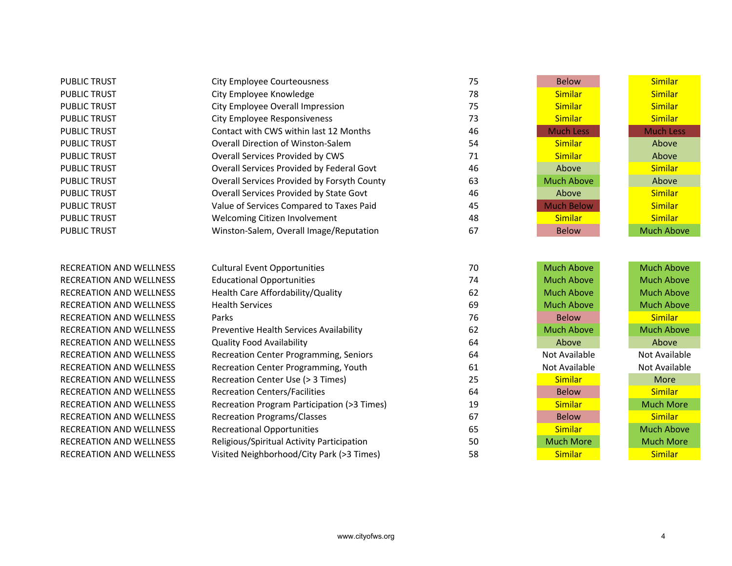| | | | | |
|---|---|---|---|---|
| PUBLIC TRUST | City Employee Courteousness | 75 | Below | Similar |
| PUBLIC TRUST | City Employee Knowledge | 78 | Similar | Similar |
| PUBLIC TRUST | City Employee Overall Impression | 75 | Similar | Similar |
| PUBLIC TRUST | City Employee Responsiveness | 73 | Similar | Similar |
| PUBLIC TRUST | Contact with CWS within last 12 Months | 46 | Much Less | Much Less |
| PUBLIC TRUST | Overall Direction of Winston-Salem | 54 | Similar | Above |
| PUBLIC TRUST | Overall Services Provided by CWS | 71 | Similar | Above |
| PUBLIC TRUST | Overall Services Provided by Federal Govt | 46 | Above | Similar |
| PUBLIC TRUST | Overall Services Provided by Forsyth County | 63 | Much Above | Above |
| PUBLIC TRUST | Overall Services Provided by State Govt | 46 | Above | Similar |
| PUBLIC TRUST | Value of Services Compared to Taxes Paid | 45 | Much Below | Similar |
| PUBLIC TRUST | Welcoming Citizen Involvement | 48 | Similar | Similar |
| PUBLIC TRUST | Winston-Salem, Overall Image/Reputation | 67 | Below | Much Above |
| | | | | |
| RECREATION AND WELLNESS | Cultural Event Opportunities | 70 | Much Above | Much Above |
| RECREATION AND WELLNESS | Educational Opportunities | 74 | Much Above | Much Above |
| RECREATION AND WELLNESS | Health Care Affordability/Quality | 62 | Much Above | Much Above |
| RECREATION AND WELLNESS | Health Services | 69 | Much Above | Much Above |
| RECREATION AND WELLNESS | Parks | 76 | Below | Similar |
| RECREATION AND WELLNESS | Preventive Health Services Availability | 62 | Much Above | Much Above |
| RECREATION AND WELLNESS | Quality Food Availability | 64 | Above | Above |
| RECREATION AND WELLNESS | Recreation Center Programming, Seniors | 64 | Not Available | Not Available |
| RECREATION AND WELLNESS | Recreation Center Programming, Youth | 61 | Not Available | Not Available |
| RECREATION AND WELLNESS | Recreation Center Use (> 3 Times) | 25 | Similar | More |
| RECREATION AND WELLNESS | Recreation Centers/Facilities | 64 | Below | Similar |
| RECREATION AND WELLNESS | Recreation Program Participation (>3 Times) | 19 | Similar | Much More |
| RECREATION AND WELLNESS | Recreation Programs/Classes | 67 | Below | Similar |
| RECREATION AND WELLNESS | Recreational Opportunities | 65 | Similar | Much Above |
| RECREATION AND WELLNESS | Religious/Spiritual Activity Participation | 50 | Much More | Much More |
| RECREATION AND WELLNESS | Visited Neighborhood/City Park (>3 Times) | 58 | Similar | Similar |

www.cityofws.org